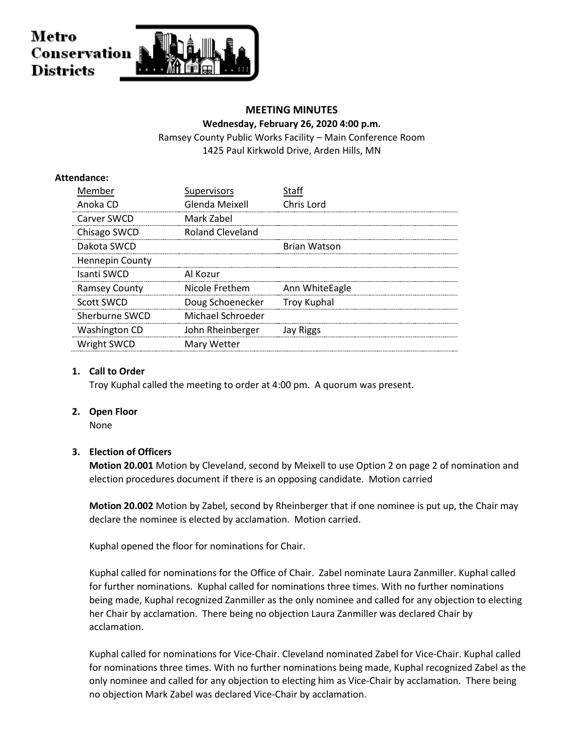Metro Conservation Districts

**MEETING MINUTES**

**Wednesday, February 26, 2020 4:00 p.m.**

Ramsey County Public Works Facility – Main Conference Room

1425 Paul Kirkwold Drive, Arden Hills, MN

**Attendance:**

| Member | Supervisors | Staff |
|---|---|---|
| Anoka CD | Glenda Meixell | Chris Lord |
| Carver SWCD | Mark Zabel | |
| Chisago SWCD | Roland Cleveland | |
| Dakota SWCD | | Brian Watson |
| Hennepin County | | |
| Isanti SWCD | Al Kozur | |
| Ramsey County | Nicole Frethem | Ann WhiteEagle |
| Scott SWCD | Doug Schoenecker | Troy Kuphal |
| Sherburne SWCD | Michael Schroeder | |
| Washington CD | John Rheinberger | Jay Riggs |
| Wright SWCD | Mary Wetter | |

1. **Call to Order**

   Troy Kuphal called the meeting to order at 4:00 pm. A quorum was present.

2. **Open Floor**

   None

3. **Election of Officers**

   **Motion 20.001** Motion by Cleveland, second by Meixell to use Option 2 on page 2 of nomination and election procedures document if there is an opposing candidate. Motion carried

   **Motion 20.002** Motion by Zabel, second by Rheinberger that if one nominee is put up, the Chair may declare the nominee is elected by acclamation. Motion carried.

   Kuphal opened the floor for nominations for Chair.

   Kuphal called for nominations for the Office of Chair. Zabel nominate Laura Zanmiller. Kuphal called for further nominations. Kuphal called for nominations three times. With no further nominations being made, Kuphal recognized Zanmiller as the only nominee and called for any objection to electing her Chair by acclamation. There being no objection Laura Zanmiller was declared Chair by acclamation.

   Kuphal called for nominations for Vice-Chair. Cleveland nominated Zabel for Vice-Chair. Kuphal called for nominations three times. With no further nominations being made, Kuphal recognized Zabel as the only nominee and called for any objection to electing him as Vice-Chair by acclamation. There being no objection Mark Zabel was declared Vice-Chair by acclamation.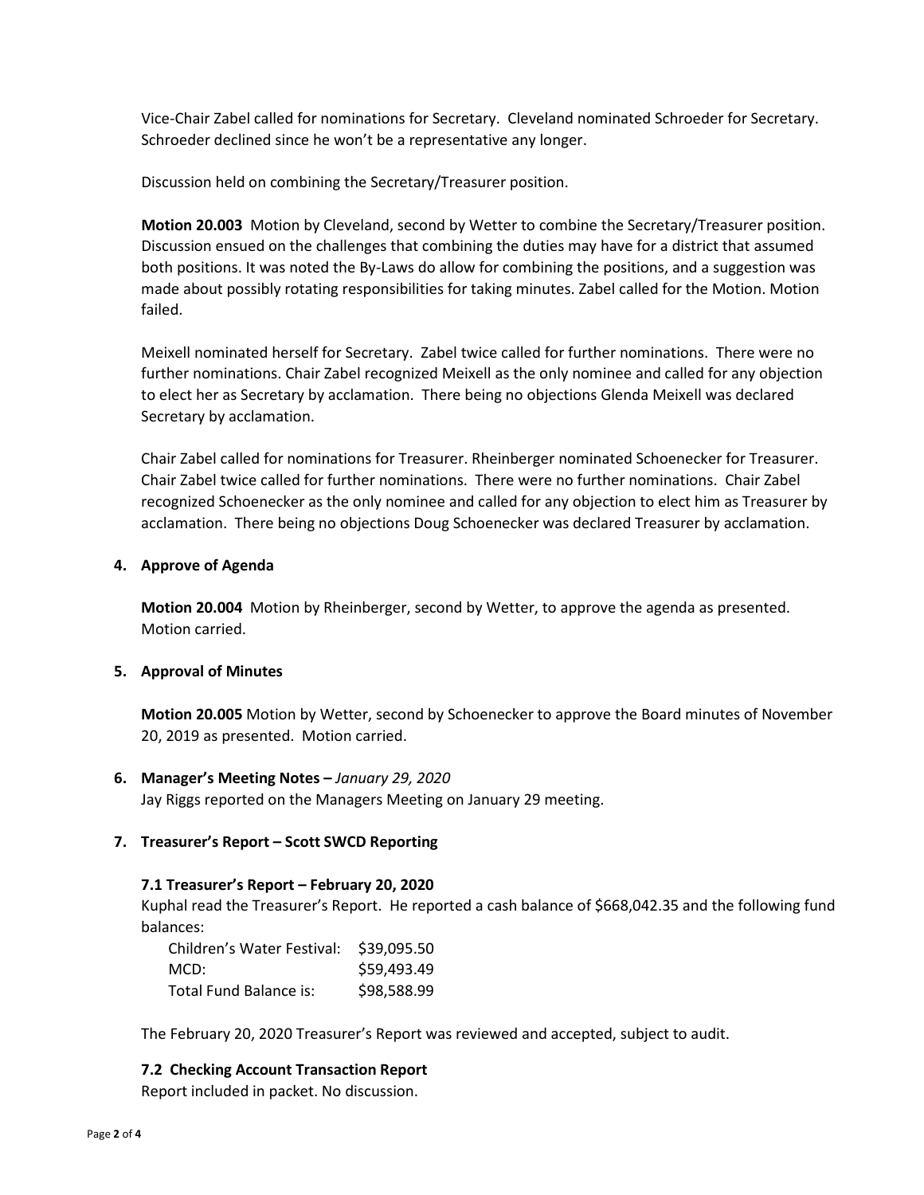Vice-Chair Zabel called for nominations for Secretary. Cleveland nominated Schroeder for Secretary. Schroeder declined since he won't be a representative any longer.

Discussion held on combining the Secretary/Treasurer position.

**Motion 20.003** Motion by Cleveland, second by Wetter to combine the Secretary/Treasurer position. Discussion ensued on the challenges that combining the duties may have for a district that assumed both positions. It was noted the By-Laws do allow for combining the positions, and a suggestion was made about possibly rotating responsibilities for taking minutes. Zabel called for the Motion. Motion failed.

Meixell nominated herself for Secretary. Zabel twice called for further nominations. There were no further nominations. Chair Zabel recognized Meixell as the only nominee and called for any objection to elect her as Secretary by acclamation. There being no objections Glenda Meixell was declared Secretary by acclamation.

Chair Zabel called for nominations for Treasurer. Rheinberger nominated Schoenecker for Treasurer. Chair Zabel twice called for further nominations. There were no further nominations. Chair Zabel recognized Schoenecker as the only nominee and called for any objection to elect him as Treasurer by acclamation. There being no objections Doug Schoenecker was declared Treasurer by acclamation.

**4. Approve of Agenda**

**Motion 20.004** Motion by Rheinberger, second by Wetter, to approve the agenda as presented. Motion carried.

**5. Approval of Minutes**

**Motion 20.005** Motion by Wetter, second by Schoenecker to approve the Board minutes of November 20, 2019 as presented. Motion carried.

**6. Manager's Meeting Notes –** *January 29, 2020*

Jay Riggs reported on the Managers Meeting on January 29 meeting.

**7. Treasurer's Report – Scott SWCD Reporting**

**7.1 Treasurer's Report – February 20, 2020**

Kuphal read the Treasurer's Report. He reported a cash balance of $668,042.35 and the following fund balances:

| | |
|---|---|
| Children's Water Festival: | $39,095.50 |
| MCD: | $59,493.49 |
| Total Fund Balance is: | $98,588.99 |

The February 20, 2020 Treasurer's Report was reviewed and accepted, subject to audit.

**7.2 Checking Account Transaction Report**

Report included in packet. No discussion.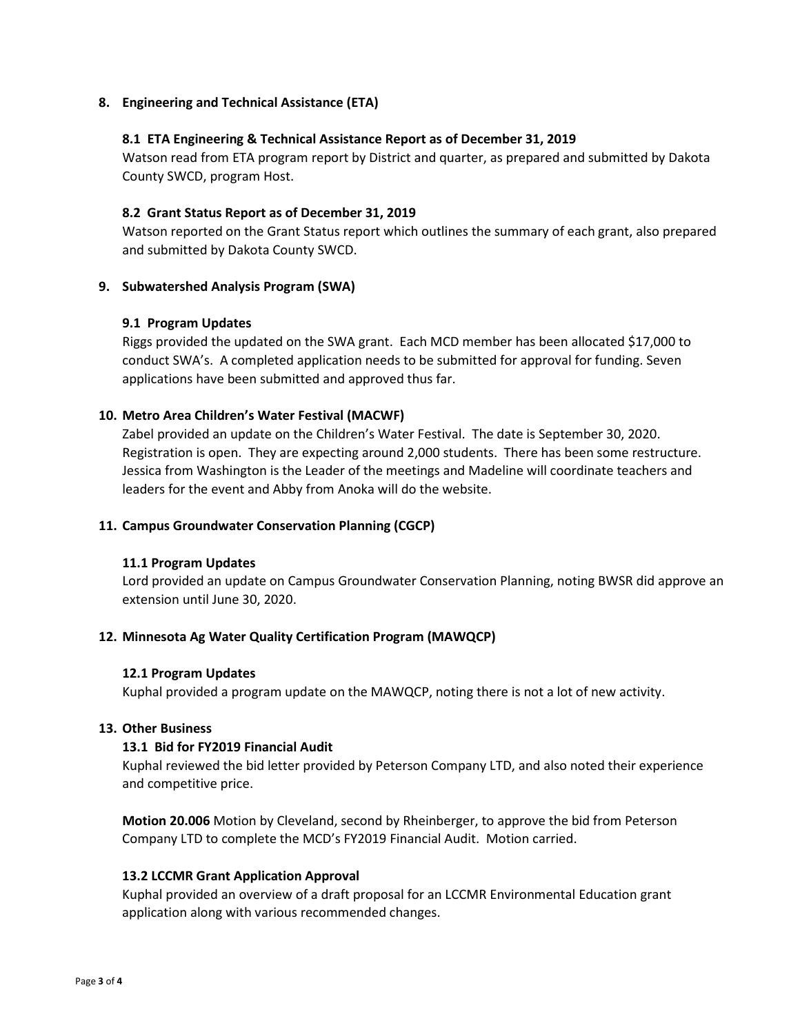## 8. Engineering and Technical Assistance (ETA)

### 8.1 ETA Engineering & Technical Assistance Report as of December 31, 2019

Watson read from ETA program report by District and quarter, as prepared and submitted by Dakota County SWCD, program Host.

### 8.2 Grant Status Report as of December 31, 2019

Watson reported on the Grant Status report which outlines the summary of each grant, also prepared and submitted by Dakota County SWCD.

## 9. Subwatershed Analysis Program (SWA)

### 9.1 Program Updates

Riggs provided the updated on the SWA grant. Each MCD member has been allocated $17,000 to conduct SWA's. A completed application needs to be submitted for approval for funding. Seven applications have been submitted and approved thus far.

## 10. Metro Area Children's Water Festival (MACWF)

Zabel provided an update on the Children's Water Festival. The date is September 30, 2020. Registration is open. They are expecting around 2,000 students. There has been some restructure. Jessica from Washington is the Leader of the meetings and Madeline will coordinate teachers and leaders for the event and Abby from Anoka will do the website.

## 11. Campus Groundwater Conservation Planning (CGCP)

### 11.1 Program Updates

Lord provided an update on Campus Groundwater Conservation Planning, noting BWSR did approve an extension until June 30, 2020.

## 12. Minnesota Ag Water Quality Certification Program (MAWQCP)

### 12.1 Program Updates

Kuphal provided a program update on the MAWQCP, noting there is not a lot of new activity.

## 13. Other Business

### 13.1 Bid for FY2019 Financial Audit

Kuphal reviewed the bid letter provided by Peterson Company LTD, and also noted their experience and competitive price.

**Motion 20.006** Motion by Cleveland, second by Rheinberger, to approve the bid from Peterson Company LTD to complete the MCD's FY2019 Financial Audit. Motion carried.

### 13.2 LCCMR Grant Application Approval

Kuphal provided an overview of a draft proposal for an LCCMR Environmental Education grant application along with various recommended changes.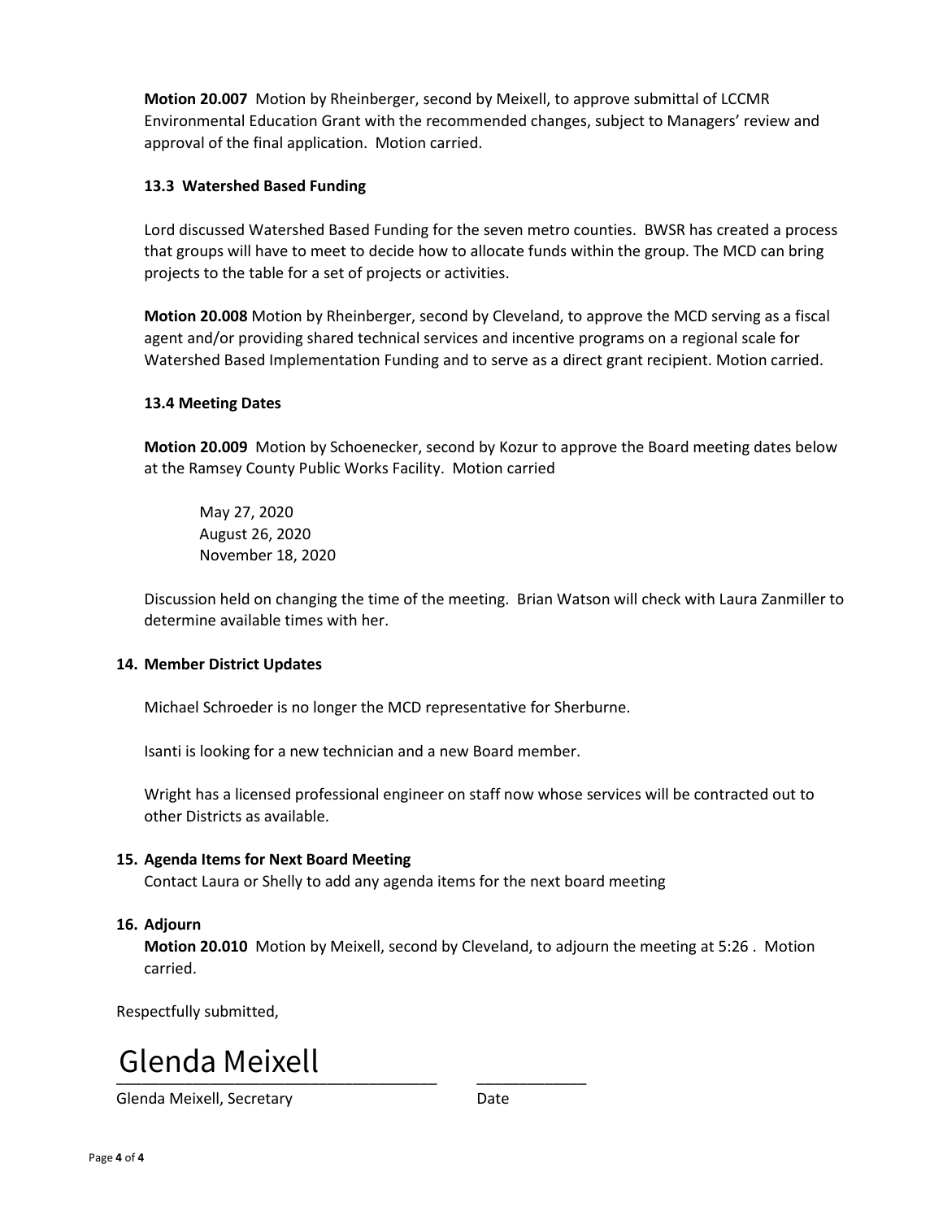**Motion 20.007** Motion by Rheinberger, second by Meixell, to approve submittal of LCCMR Environmental Education Grant with the recommended changes, subject to Managers' review and approval of the final application. Motion carried.

### 13.3 Watershed Based Funding

Lord discussed Watershed Based Funding for the seven metro counties. BWSR has created a process that groups will have to meet to decide how to allocate funds within the group. The MCD can bring projects to the table for a set of projects or activities.

**Motion 20.008** Motion by Rheinberger, second by Cleveland, to approve the MCD serving as a fiscal agent and/or providing shared technical services and incentive programs on a regional scale for Watershed Based Implementation Funding and to serve as a direct grant recipient. Motion carried.

### 13.4 Meeting Dates

**Motion 20.009** Motion by Schoenecker, second by Kozur to approve the Board meeting dates below at the Ramsey County Public Works Facility. Motion carried

May 27, 2020
August 26, 2020
November 18, 2020

Discussion held on changing the time of the meeting. Brian Watson will check with Laura Zanmiller to determine available times with her.

## 14. Member District Updates

Michael Schroeder is no longer the MCD representative for Sherburne.

Isanti is looking for a new technician and a new Board member.

Wright has a licensed professional engineer on staff now whose services will be contracted out to other Districts as available.

## 15. Agenda Items for Next Board Meeting

Contact Laura or Shelly to add any agenda items for the next board meeting

## 16. Adjourn

**Motion 20.010** Motion by Meixell, second by Cleveland, to adjourn the meeting at 5:26 . Motion carried.

Respectfully submitted,

Glenda Meixell
_____________________________________ ____________

Glenda Meixell, Secretary Date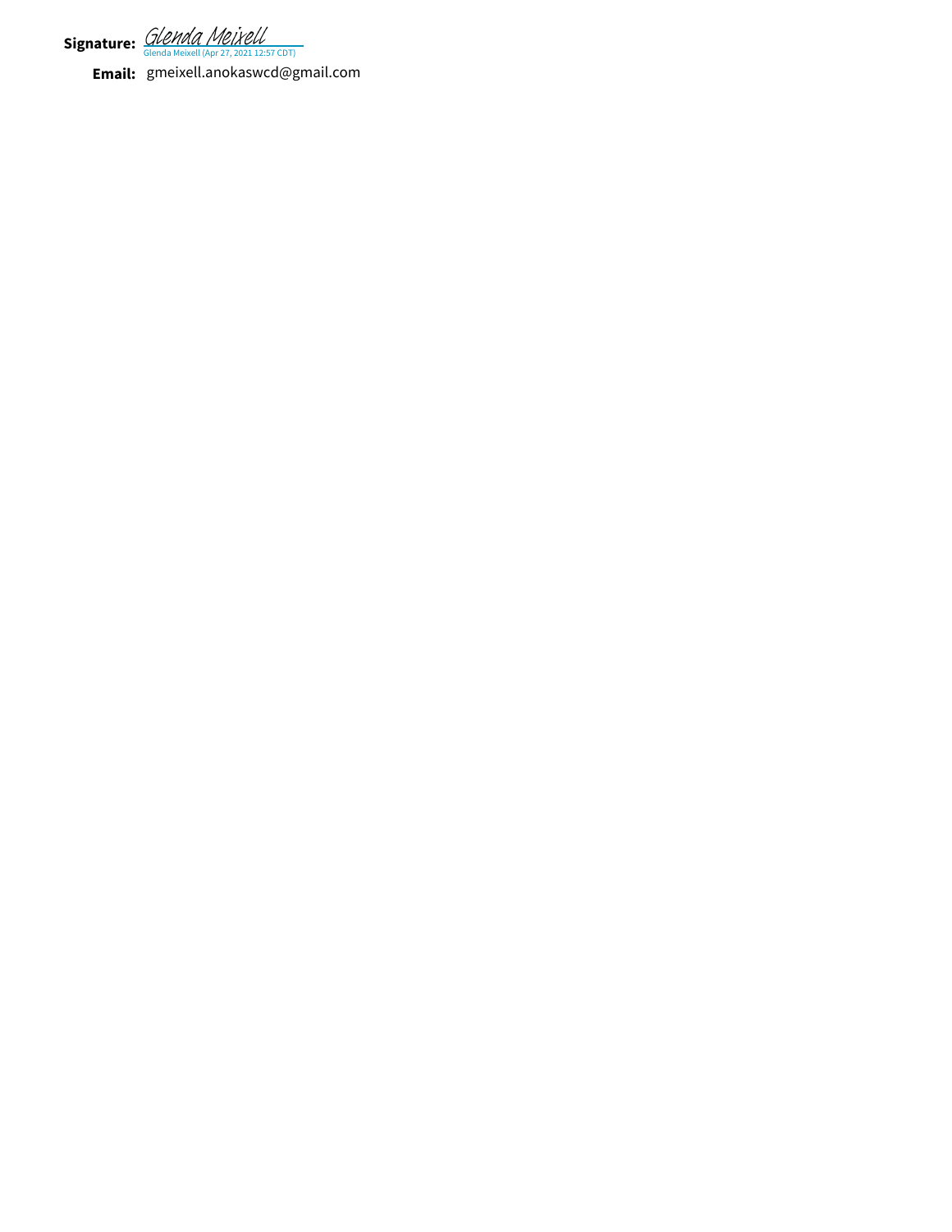**Signature:** Glenda Meixell
Glenda Meixell (Apr 27, 2021 12:57 CDT)

**Email:** gmeixell.anokaswcd@gmail.com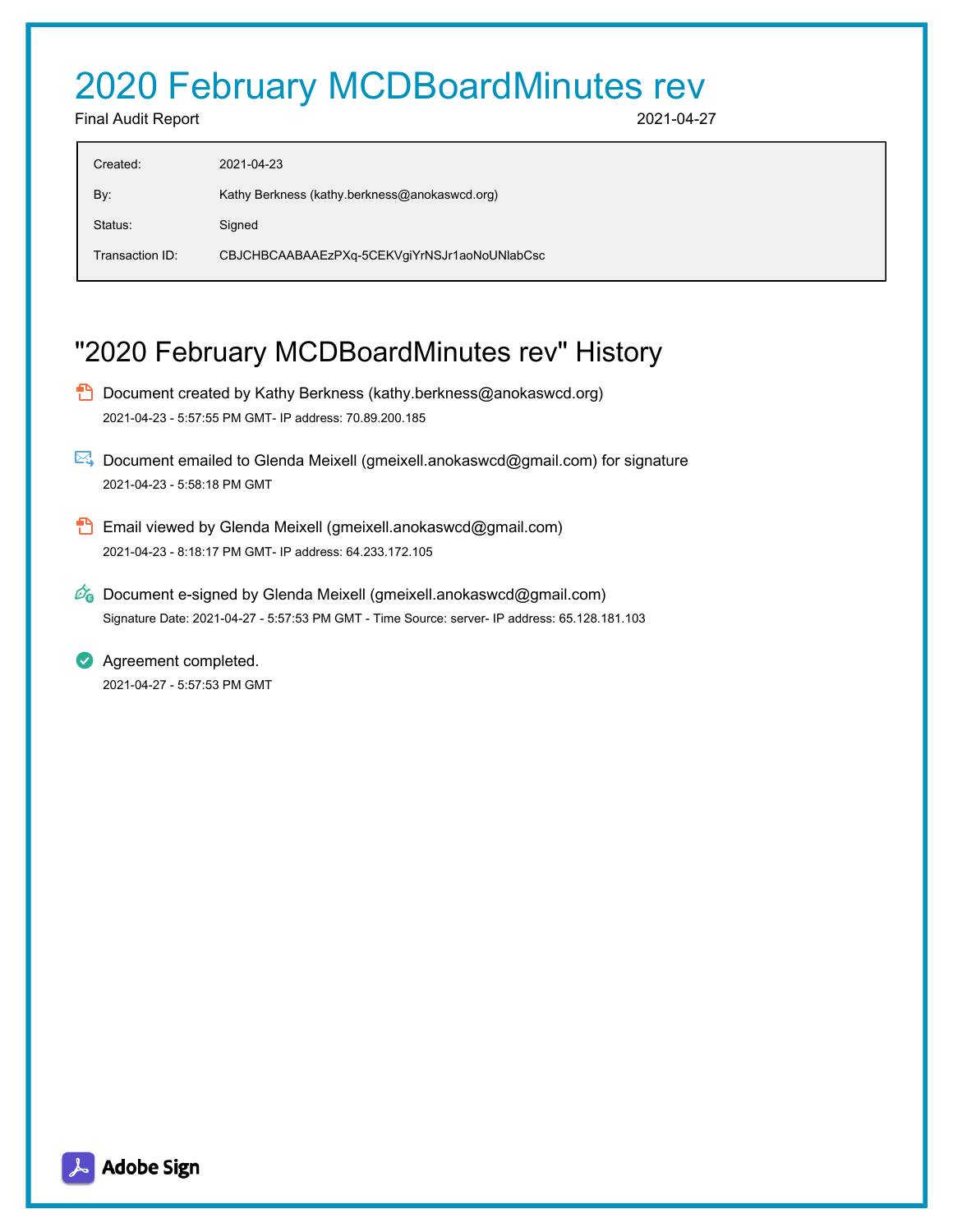# 2020 February MCDBoardMinutes rev

Final Audit Report 2021-04-27

| | |
|---|---|
| Created: | 2021-04-23 |
| By: | Kathy Berkness (kathy.berkness@anokaswcd.org) |
| Status: | Signed |
| Transaction ID: | CBJCHBCAABAAEzPXq-5CEKVgiYrNSJr1aoNoUNlabCsc |

## "2020 February MCDBoardMinutes rev" History

- Document created by Kathy Berkness (kathy.berkness@anokaswcd.org)
  2021-04-23 - 5:57:55 PM GMT- IP address: 70.89.200.185

- Document emailed to Glenda Meixell (gmeixell.anokaswcd@gmail.com) for signature
  2021-04-23 - 5:58:18 PM GMT

- Email viewed by Glenda Meixell (gmeixell.anokaswcd@gmail.com)
  2021-04-23 - 8:18:17 PM GMT- IP address: 64.233.172.105

- Document e-signed by Glenda Meixell (gmeixell.anokaswcd@gmail.com)
  Signature Date: 2021-04-27 - 5:57:53 PM GMT - Time Source: server- IP address: 65.128.181.103

- Agreement completed.
  2021-04-27 - 5:57:53 PM GMT

Adobe Sign